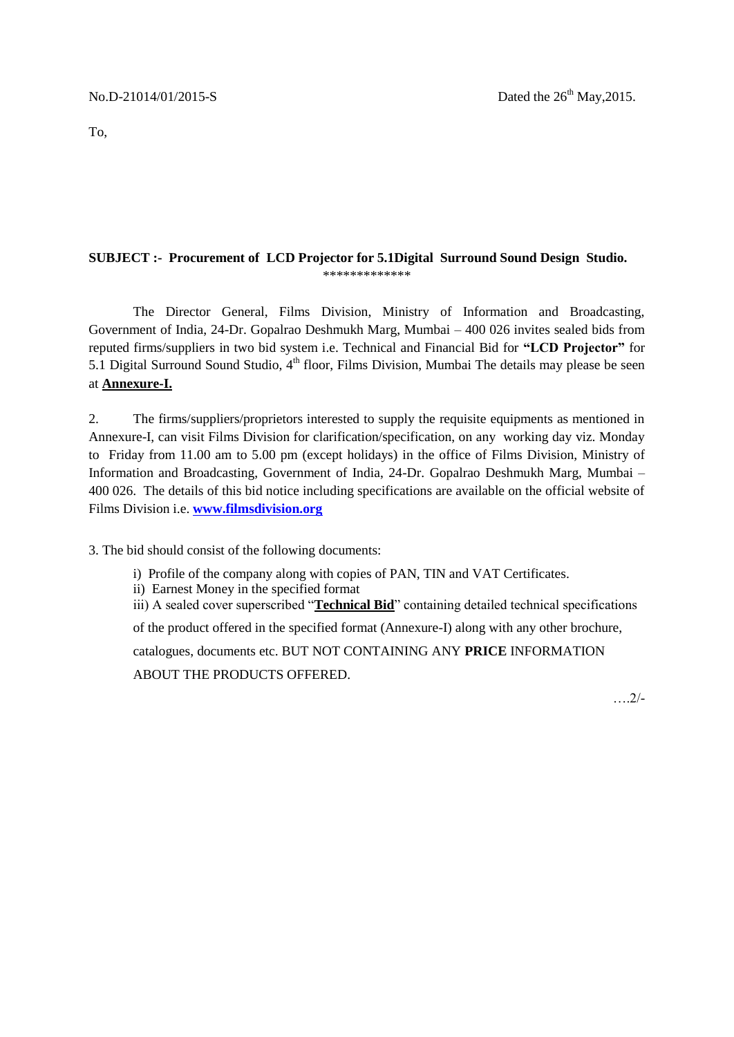No.D-21014/01/2015-S Dated the 26th May,2015.

To,

**SUBJECT :- Procurement of LCD Projector for 5.1Digital Surround Sound Design Studio.**

*************

The Director General, Films Division, Ministry of Information and Broadcasting, Government of India, 24-Dr. Gopalrao Deshmukh Marg, Mumbai – 400 026 invites sealed bids from reputed firms/suppliers in two bid system i.e. Technical and Financial Bid for **"LCD Projector"** for 5.1 Digital Surround Sound Studio, 4th floor, Films Division, Mumbai The details may please be seen at **Annexure-I.**

2. The firms/suppliers/proprietors interested to supply the requisite equipments as mentioned in Annexure-I, can visit Films Division for clarification/specification, on any working day viz. Monday to Friday from 11.00 am to 5.00 pm (except holidays) in the office of Films Division, Ministry of Information and Broadcasting, Government of India, 24-Dr. Gopalrao Deshmukh Marg, Mumbai – 400 026. The details of this bid notice including specifications are available on the official website of Films Division i.e. **www.filmsdivision.org**

3. The bid should consist of the following documents:

i) Profile of the company along with copies of PAN, TIN and VAT Certificates.

ii) Earnest Money in the specified format

iii) A sealed cover superscribed "**Technical Bid**" containing detailed technical specifications of the product offered in the specified format (Annexure-I) along with any other brochure, catalogues, documents etc. BUT NOT CONTAINING ANY **PRICE** INFORMATION ABOUT THE PRODUCTS OFFERED.

….2/-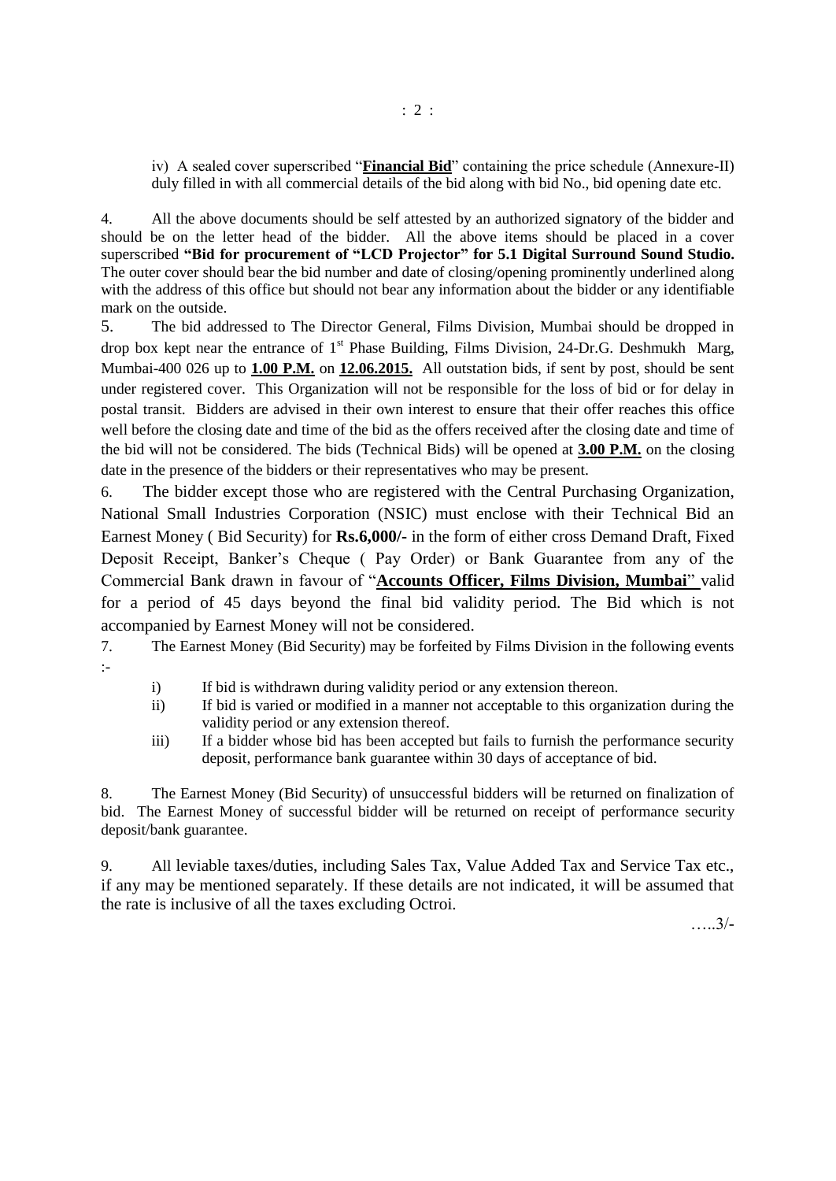iv) A sealed cover superscribed "**Financial Bid**" containing the price schedule (Annexure-II) duly filled in with all commercial details of the bid along with bid No., bid opening date etc.

4. All the above documents should be self attested by an authorized signatory of the bidder and should be on the letter head of the bidder. All the above items should be placed in a cover superscribed **"Bid for procurement of "LCD Projector" for 5.1 Digital Surround Sound Studio.** The outer cover should bear the bid number and date of closing/opening prominently underlined along with the address of this office but should not bear any information about the bidder or any identifiable mark on the outside.

5. The bid addressed to The Director General, Films Division, Mumbai should be dropped in drop box kept near the entrance of 1st Phase Building, Films Division, 24-Dr.G. Deshmukh Marg, Mumbai-400 026 up to **1.00 P.M.** on **12.06.2015.** All outstation bids, if sent by post, should be sent under registered cover. This Organization will not be responsible for the loss of bid or for delay in postal transit. Bidders are advised in their own interest to ensure that their offer reaches this office well before the closing date and time of the bid as the offers received after the closing date and time of the bid will not be considered. The bids (Technical Bids) will be opened at **3.00 P.M.** on the closing date in the presence of the bidders or their representatives who may be present.

6. The bidder except those who are registered with the Central Purchasing Organization, National Small Industries Corporation (NSIC) must enclose with their Technical Bid an Earnest Money ( Bid Security) for **Rs.6,000/-** in the form of either cross Demand Draft, Fixed Deposit Receipt, Banker's Cheque ( Pay Order) or Bank Guarantee from any of the Commercial Bank drawn in favour of "**Accounts Officer, Films Division, Mumbai**" valid for a period of 45 days beyond the final bid validity period. The Bid which is not accompanied by Earnest Money will not be considered.

7. The Earnest Money (Bid Security) may be forfeited by Films Division in the following events :-

   i) If bid is withdrawn during validity period or any extension thereon.
   ii) If bid is varied or modified in a manner not acceptable to this organization during the validity period or any extension thereof.
   iii) If a bidder whose bid has been accepted but fails to furnish the performance security deposit, performance bank guarantee within 30 days of acceptance of bid.

8. The Earnest Money (Bid Security) of unsuccessful bidders will be returned on finalization of bid. The Earnest Money of successful bidder will be returned on receipt of performance security deposit/bank guarantee.

9. All leviable taxes/duties, including Sales Tax, Value Added Tax and Service Tax etc., if any may be mentioned separately. If these details are not indicated, it will be assumed that the rate is inclusive of all the taxes excluding Octroi.

…..3/-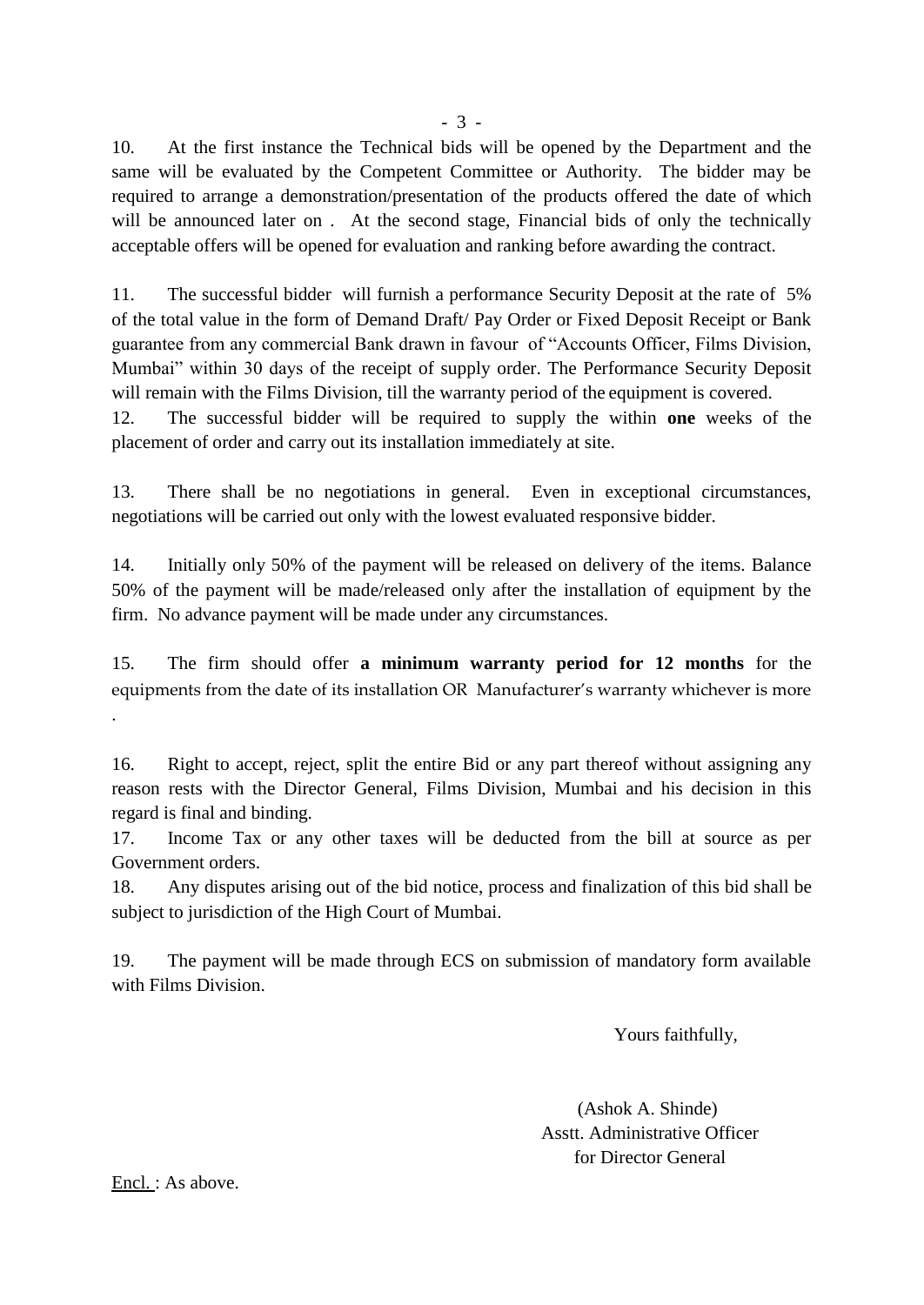10. At the first instance the Technical bids will be opened by the Department and the same will be evaluated by the Competent Committee or Authority. The bidder may be required to arrange a demonstration/presentation of the products offered the date of which will be announced later on . At the second stage, Financial bids of only the technically acceptable offers will be opened for evaluation and ranking before awarding the contract.

11. The successful bidder will furnish a performance Security Deposit at the rate of 5% of the total value in the form of Demand Draft/ Pay Order or Fixed Deposit Receipt or Bank guarantee from any commercial Bank drawn in favour of "Accounts Officer, Films Division, Mumbai" within 30 days of the receipt of supply order. The Performance Security Deposit will remain with the Films Division, till the warranty period of the equipment is covered.

12. The successful bidder will be required to supply the within **one** weeks of the placement of order and carry out its installation immediately at site.

13. There shall be no negotiations in general. Even in exceptional circumstances, negotiations will be carried out only with the lowest evaluated responsive bidder.

14. Initially only 50% of the payment will be released on delivery of the items. Balance 50% of the payment will be made/released only after the installation of equipment by the firm. No advance payment will be made under any circumstances.

15. The firm should offer **a minimum warranty period for 12 months** for the equipments from the date of its installation OR Manufacturer's warranty whichever is more .

16. Right to accept, reject, split the entire Bid or any part thereof without assigning any reason rests with the Director General, Films Division, Mumbai and his decision in this regard is final and binding.

17. Income Tax or any other taxes will be deducted from the bill at source as per Government orders.

18. Any disputes arising out of the bid notice, process and finalization of this bid shall be subject to jurisdiction of the High Court of Mumbai.

19. The payment will be made through ECS on submission of mandatory form available with Films Division.

Yours faithfully,

(Ashok A. Shinde)
Asstt. Administrative Officer
for Director General

Encl. : As above.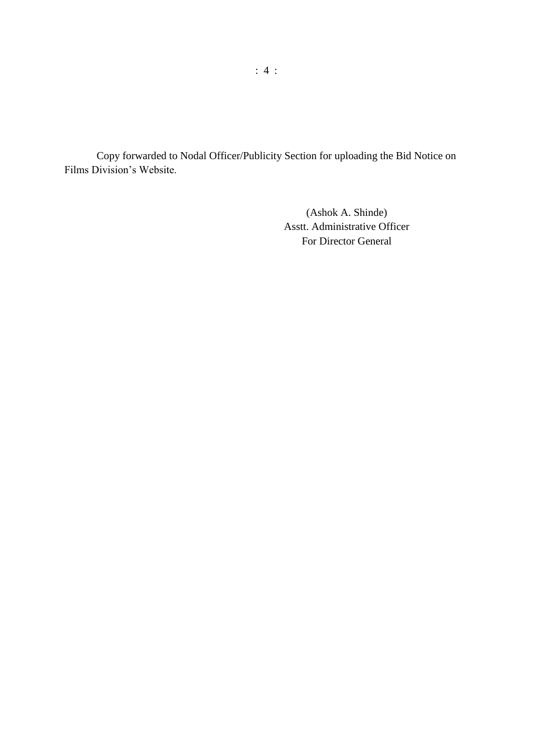Copy forwarded to Nodal Officer/Publicity Section for uploading the Bid Notice on Films Division's Website.

(Ashok A. Shinde)
Asstt. Administrative Officer
For Director General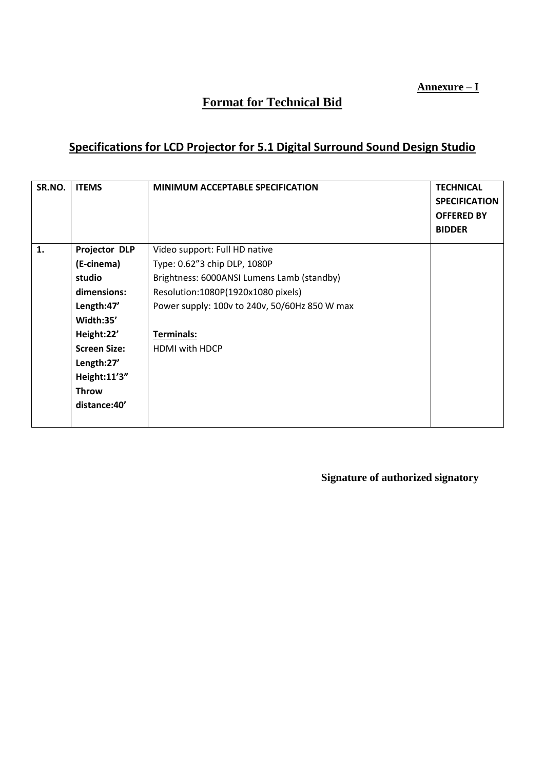**Annexure – I**

# Format for Technical Bid

## Specifications for LCD Projector for 5.1 Digital Surround Sound Design Studio

| SR.NO. | ITEMS | MINIMUM ACCEPTABLE SPECIFICATION | TECHNICAL SPECIFICATION OFFERED BY BIDDER |
|---|---|---|---|
| 1. | **Projector DLP (E-cinema) studio dimensions: Length:47’ Width:35’ Height:22’ Screen Size: Length:27’ Height:11’3” Throw distance:40’** | Video support: Full HD native<br>Type: 0.62”3 chip DLP, 1080P<br>Brightness: 6000ANSI Lumens Lamb (standby)<br>Resolution:1080P(1920x1080 pixels)<br>Power supply: 100v to 240v, 50/60Hz 850 W max<br><br>**Terminals:**<br>HDMI with HDCP | |

**Signature of authorized signatory**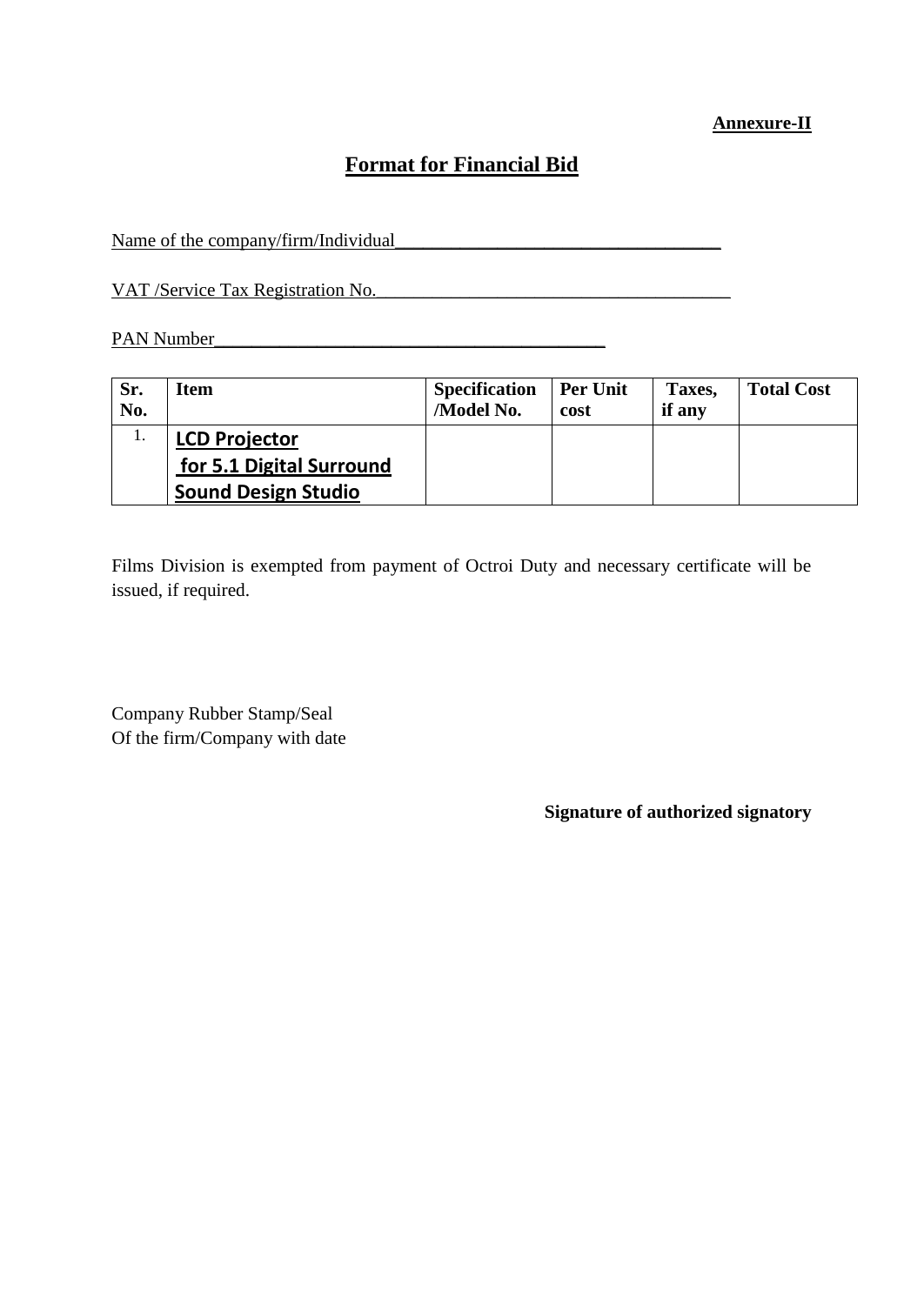**Annexure-II**

# Format for Financial Bid

Name of the company/firm/Individual____________________________________

VAT /Service Tax Registration No.________________________________________

PAN Number____________________________________________

| Sr. No. | Item | Specification /Model No. | Per Unit cost | Taxes, if any | Total Cost |
|---|---|---|---|---|---|
| 1. | **LCD Projector for 5.1 Digital Surround Sound Design Studio** | | | | |

Films Division is exempted from payment of Octroi Duty and necessary certificate will be issued, if required.

Company Rubber Stamp/Seal
Of the firm/Company with date

**Signature of authorized signatory**